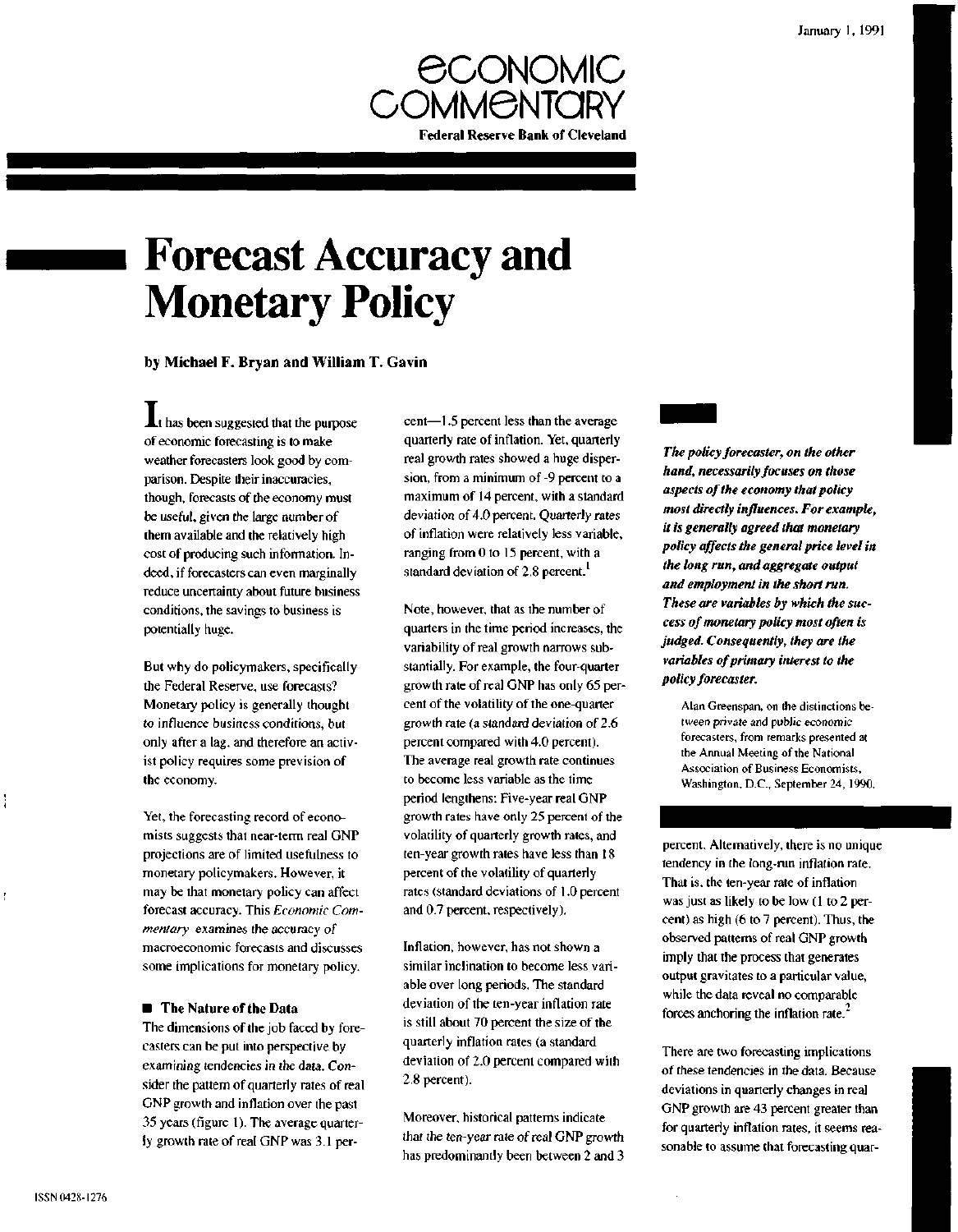January 1, 1991

# ECONOMIC COMMENTARY

**Federal Reserve Bank of Cleveland**

# Forecast Accuracy and Monetary Policy

**by Michael F. Bryan and William T. Gavin**

It has been suggested that the purpose of economic forecasting is to make weather forecasters look good by comparison. Despite their inaccuracies, though, forecasts of the economy must be useful, given the large number of them available and the relatively high cost of producing such information. Indeed, if forecasters can even marginally reduce uncertainty about future business conditions, the savings to business is potentially huge.

But why do policymakers, specifically the Federal Reserve, use forecasts? Monetary policy is generally thought to influence business conditions, but only after a lag, and therefore an activist policy requires some prevision of the economy.

Yet, the forecasting record of economists suggests that near-term real GNP projections are of limited usefulness to monetary policymakers. However, it may be that monetary policy can affect forecast accuracy. This *Economic Commentary* examines the accuracy of macroeconomic forecasts and discusses some implications for monetary policy.

## The Nature of the Data

The dimensions of the job faced by forecasters can be put into perspective by examining tendencies in the data. Consider the pattern of quarterly rates of real GNP growth and inflation over the past 35 years (figure 1). The average quarterly growth rate of real GNP was 3.1 percent—1.5 percent less than the average quarterly rate of inflation. Yet, quarterly real growth rates showed a huge dispersion, from a minimum of -9 percent to a maximum of 14 percent, with a standard deviation of 4.0 percent. Quarterly rates of inflation were relatively less variable, ranging from 0 to 15 percent, with a standard deviation of 2.8 percent.[1]

Note, however, that as the number of quarters in the time period increases, the variability of real growth narrows substantially. For example, the four-quarter growth rate of real GNP has only 65 percent of the volatility of the one-quarter growth rate (a standard deviation of 2.6 percent compared with 4.0 percent). The average real growth rate continues to become less variable as the time period lengthens: Five-year real GNP growth rates have only 25 percent of the volatility of quarterly growth rates, and ten-year growth rates have less than 18 percent of the volatility of quarterly rates (standard deviations of 1.0 percent and 0.7 percent, respectively).

Inflation, however, has not shown a similar inclination to become less variable over long periods. The standard deviation of the ten-year inflation rate is still about 70 percent the size of the quarterly inflation rates (a standard deviation of 2.0 percent compared with 2.8 percent).

Moreover, historical patterns indicate that the ten-year rate of real GNP growth has predominantly been between 2 and 3 percent. Alternatively, there is no unique tendency in the long-run inflation rate. That is, the ten-year rate of inflation was just as likely to be low (1 to 2 percent) as high (6 to 7 percent). Thus, the observed patterns of real GNP growth imply that the process that generates output gravitates to a particular value, while the data reveal no comparable forces anchoring the inflation rate.[2]

There are two forecasting implications of these tendencies in the data. Because deviations in quarterly changes in real GNP growth are 43 percent greater than for quarterly inflation rates, it seems reasonable to assume that forecasting quar-

> ***The policy forecaster, on the other hand, necessarily focuses on those aspects of the economy that policy most directly influences. For example, it is generally agreed that monetary policy affects the general price level in the long run, and aggregate output and employment in the short run. These are variables by which the success of monetary policy most often is judged. Consequently, they are the variables of primary interest to the policy forecaster.***
>
> Alan Greenspan, on the distinctions between private and public economic forecasters, from remarks presented at the Annual Meeting of the National Association of Business Economists, Washington, D.C., September 24, 1990.

ISSN 0428-1276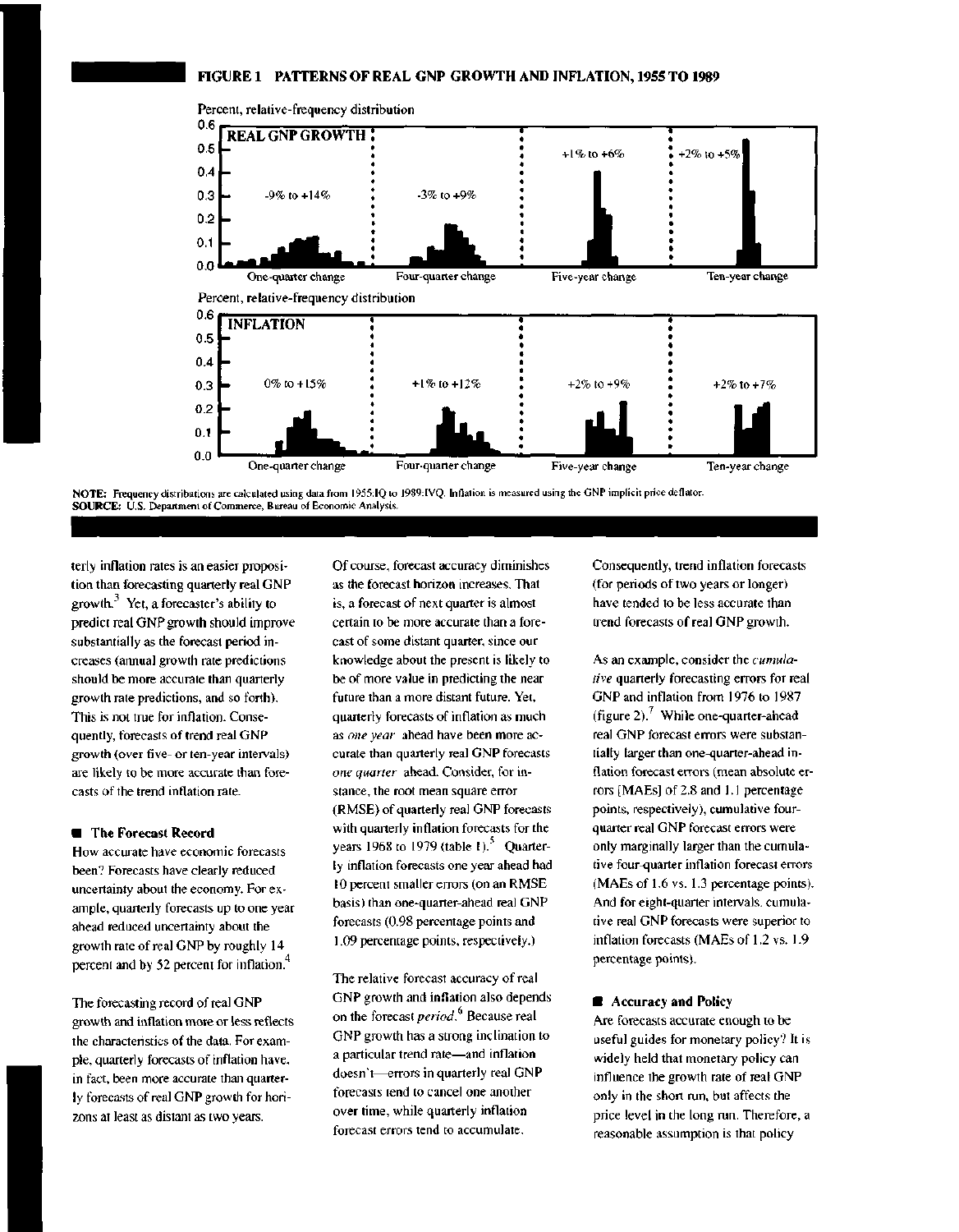**FIGURE 1 PATTERNS OF REAL GNP GROWTH AND INFLATION, 1955 TO 1989**

Percent, relative-frequency distribution

REAL GNP GROWTH: One-quarter change (-9% to +14%); Four-quarter change (-3% to +9%); Five-year change (+1% to +6%); Ten-year change (+2% to +5%)

Percent, relative-frequency distribution

INFLATION: One-quarter change (0% to +15%); Four-quarter change (+1% to +12%); Five-year change (+2% to +9%); Ten-year change (+2% to +7%)

**NOTE:** Frequency distributions are calculated using data from 1955:IQ to 1989:IVQ. Inflation is measured using the GNP implicit price deflator.
**SOURCE:** U.S. Department of Commerce, Bureau of Economic Analysis.

terly inflation rates is an easier proposition than forecasting quarterly real GNP growth.[3] Yet, a forecaster's ability to predict real GNP growth should improve substantially as the forecast period increases (annual growth rate predictions should be more accurate than quarterly growth rate predictions, and so forth). This is not true for inflation. Consequently, forecasts of trend real GNP growth (over five- or ten-year intervals) are likely to be more accurate than forecasts of the trend inflation rate.

## The Forecast Record

How accurate have economic forecasts been? Forecasts have clearly reduced uncertainty about the economy. For example, quarterly forecasts up to one year ahead reduced uncertainty about the growth rate of real GNP by roughly 14 percent and by 52 percent for inflation.[4]

The forecasting record of real GNP growth and inflation more or less reflects the characteristics of the data. For example, quarterly forecasts of inflation have, in fact, been more accurate than quarterly forecasts of real GNP growth for horizons at least as distant as two years.

Of course, forecast accuracy diminishes as the forecast horizon increases. That is, a forecast of next quarter is almost certain to be more accurate than a forecast of some distant quarter, since our knowledge about the present is likely to be of more value in predicting the near future than a more distant future. Yet, quarterly forecasts of inflation as much as *one year* ahead have been more accurate than quarterly real GNP forecasts *one quarter* ahead. Consider, for instance, the root mean square error (RMSE) of quarterly real GNP forecasts with quarterly inflation forecasts for the years 1968 to 1979 (table 1).[5] Quarterly inflation forecasts one year ahead had 10 percent smaller errors (on an RMSE basis) than one-quarter-ahead real GNP forecasts (0.98 percentage points and 1.09 percentage points, respectively.)

The relative forecast accuracy of real GNP growth and inflation also depends on the forecast *period*.[6] Because real GNP growth has a strong inclination to a particular trend rate—and inflation doesn't—errors in quarterly real GNP forecasts tend to cancel one another over time, while quarterly inflation forecast errors tend to accumulate. Consequently, trend inflation forecasts (for periods of two years or longer) have tended to be less accurate than trend forecasts of real GNP growth.

As an example, consider the *cumulative* quarterly forecasting errors for real GNP and inflation from 1976 to 1987 (figure 2).[7] While one-quarter-ahead real GNP forecast errors were substantially larger than one-quarter-ahead inflation forecast errors (mean absolute errors [MAEs] of 2.8 and 1.1 percentage points, respectively), cumulative four-quarter real GNP forecast errors were only marginally larger than the cumulative four-quarter inflation forecast errors (MAEs of 1.6 vs. 1.3 percentage points). And for eight-quarter intervals, cumulative real GNP forecasts were superior to inflation forecasts (MAEs of 1.2 vs. 1.9 percentage points).

## Accuracy and Policy

Are forecasts accurate enough to be useful guides for monetary policy? It is widely held that monetary policy can influence the growth rate of real GNP only in the short run, but affects the price level in the long run. Therefore, a reasonable assumption is that policy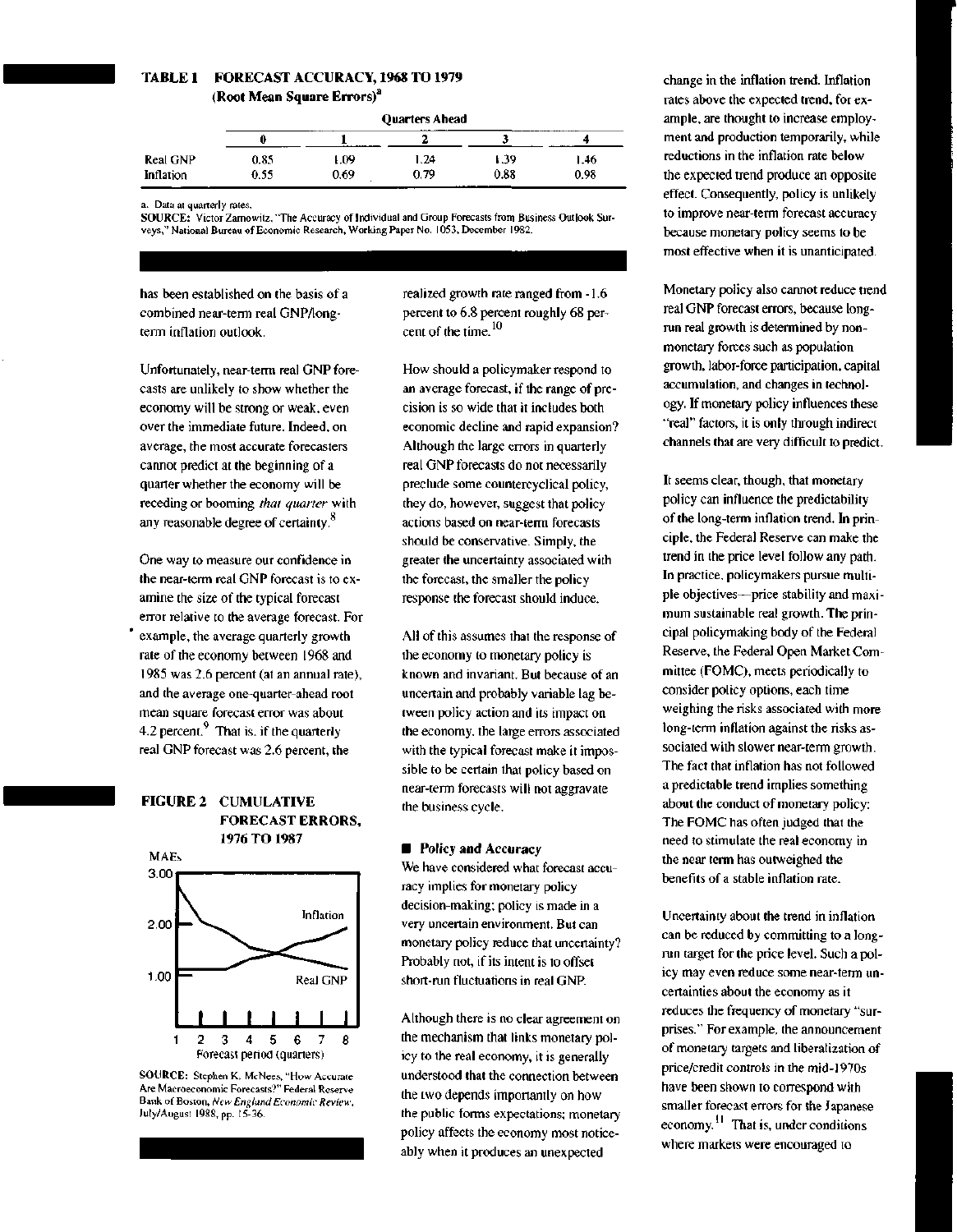**TABLE 1 FORECAST ACCURACY, 1968 TO 1979**
**(Root Mean Square Errors)[a]**

| | Quarters Ahead | | | | |
|---|---|---|---|---|---|
| | 0 | 1 | 2 | 3 | 4 |
| Real GNP | 0.85 | 1.09 | 1.24 | 1.39 | 1.46 |
| Inflation | 0.55 | 0.69 | 0.79 | 0.88 | 0.98 |

a. Data at quarterly rates.

SOURCE: Victor Zarnowitz, "The Accuracy of Individual and Group Forecasts from Business Outlook Surveys," National Bureau of Economic Research, Working Paper No. 1053, December 1982.

has been established on the basis of a combined near-term real GNP/long-term inflation outlook.

Unfortunately, near-term real GNP forecasts are unlikely to show whether the economy will be strong or weak, even over the immediate future. Indeed, on average, the most accurate forecasters cannot predict at the beginning of a quarter whether the economy will be receding or booming *that quarter* with any reasonable degree of certainty.[8]

One way to measure our confidence in the near-term real GNP forecast is to examine the size of the typical forecast error relative to the average forecast. For example, the average quarterly growth rate of the economy between 1968 and 1985 was 2.6 percent (at an annual rate), and the average one-quarter-ahead root mean square forecast error was about 4.2 percent.[9] That is, if the quarterly real GNP forecast was 2.6 percent, the realized growth rate ranged from -1.6 percent to 6.8 percent roughly 68 percent of the time.[10]

**FIGURE 2 CUMULATIVE FORECAST ERRORS, 1976 TO 1987**

SOURCE: Stephen K. McNees, "How Accurate Are Macroeconomic Forecasts?" Federal Reserve Bank of Boston, *New England Economic Review*, July/August 1988, pp. 15-36.

How should a policymaker respond to an average forecast, if the range of precision is so wide that it includes both economic decline and rapid expansion? Although the large errors in quarterly real GNP forecasts do not necessarily preclude some countercyclical policy, they do, however, suggest that policy actions based on near-term forecasts should be conservative. Simply, the greater the uncertainty associated with the forecast, the smaller the policy response the forecast should induce.

All of this assumes that the response of the economy to monetary policy is known and invariant. But because of an uncertain and probably variable lag between policy action and its impact on the economy, the large errors associated with the typical forecast make it impossible to be certain that policy based on near-term forecasts will not aggravate the business cycle.

## Policy and Accuracy

We have considered what forecast accuracy implies for monetary policy decision-making; policy is made in a very uncertain environment. But can monetary policy reduce that uncertainty? Probably not, if its intent is to offset short-run fluctuations in real GNP.

Although there is no clear agreement on the mechanism that links monetary policy to the real economy, it is generally understood that the connection between the two depends importantly on how the public forms expectations; monetary policy affects the economy most noticeably when it produces an unexpected change in the inflation trend. Inflation rates above the expected trend, for example, are thought to increase employment and production temporarily, while reductions in the inflation rate below the expected trend produce an opposite effect. Consequently, policy is unlikely to improve near-term forecast accuracy because monetary policy seems to be most effective when it is unanticipated.

Monetary policy also cannot reduce trend real GNP forecast errors, because long-run real growth is determined by nonmonetary forces such as population growth, labor-force participation, capital accumulation, and changes in technology. If monetary policy influences these "real" factors, it is only through indirect channels that are very difficult to predict.

It seems clear, though, that monetary policy can influence the predictability of the long-term inflation trend. In principle, the Federal Reserve can make the trend in the price level follow any path. In practice, policymakers pursue multiple objectives—price stability and maximum sustainable real growth. The principal policymaking body of the Federal Reserve, the Federal Open Market Committee (FOMC), meets periodically to consider policy options, each time weighing the risks associated with more long-term inflation against the risks associated with slower near-term growth. The fact that inflation has not followed a predictable trend implies something about the conduct of monetary policy: The FOMC has often judged that the need to stimulate the real economy in the near term has outweighed the benefits of a stable inflation rate.

Uncertainty about the trend in inflation can be reduced by committing to a long-run target for the price level. Such a policy may even reduce some near-term uncertainties about the economy as it reduces the frequency of monetary "surprises." For example, the announcement of monetary targets and liberalization of price/credit controls in the mid-1970s have been shown to correspond with smaller forecast errors for the Japanese economy.[11] That is, under conditions where markets were encouraged to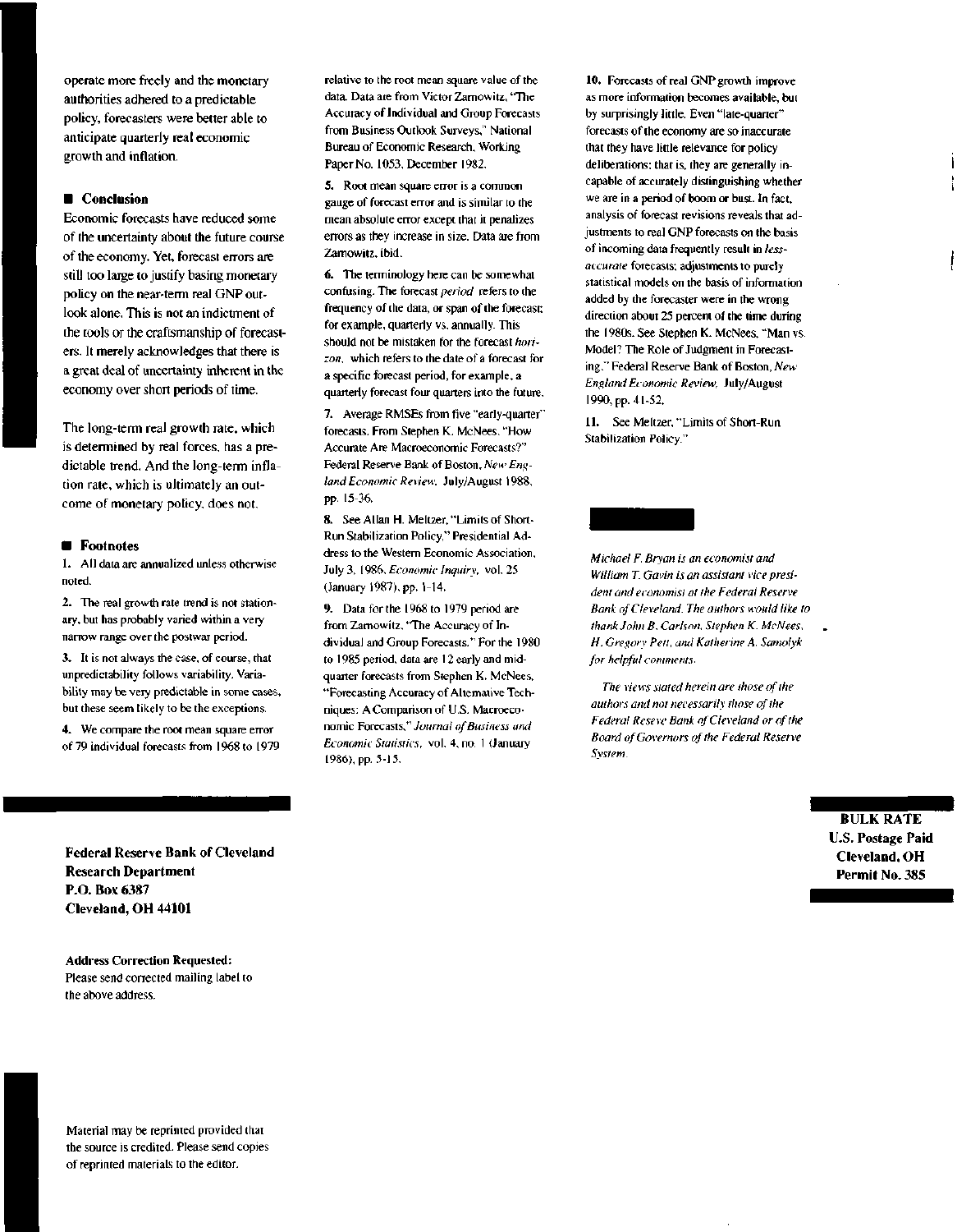operate more freely and the monetary authorities adhered to a predictable policy, forecasters were better able to anticipate quarterly real economic growth and inflation.

## Conclusion

Economic forecasts have reduced some of the uncertainty about the future course of the economy. Yet, forecast errors are still too large to justify basing monetary policy on the near-term real GNP outlook alone. This is not an indictment of the tools or the craftsmanship of forecasters. It merely acknowledges that there is a great deal of uncertainty inherent in the economy over short periods of time.

The long-term real growth rate, which is determined by real forces, has a predictable trend. And the long-term inflation rate, which is ultimately an outcome of monetary policy, does not.

## Footnotes

1. All data are annualized unless otherwise noted.

2. The real growth rate trend is not stationary, but has probably varied within a very narrow range over the postwar period.

3. It is not always the case, of course, that unpredictability follows variability. Variability may be very predictable in some cases, but these seem likely to be the exceptions.

4. We compare the root mean square error of 79 individual forecasts from 1968 to 1979 relative to the root mean square value of the data. Data are from Victor Zarnowitz, "The Accuracy of Individual and Group Forecasts from Business Outlook Surveys," National Bureau of Economic Research, Working Paper No. 1053, December 1982.

5. Root mean square error is a common gauge of forecast error and is similar to the mean absolute error except that it penalizes errors as they increase in size. Data are from Zarnowitz, ibid.

6. The terminology here can be somewhat confusing. The forecast *period* refers to the frequency of the data, or span of the forecast; for example, quarterly vs. annually. This should not be mistaken for the forecast *horizon*, which refers to the date of a forecast for a specific forecast period, for example, a quarterly forecast four quarters into the future.

7. Average RMSEs from five "early-quarter" forecasts. From Stephen K. McNees, "How Accurate Are Macroeconomic Forecasts?" Federal Reserve Bank of Boston, *New England Economic Review*, July/August 1988, pp. 15-36.

8. See Allan H. Meltzer, "Limits of Short-Run Stabilization Policy," Presidential Address to the Western Economic Association, July 3, 1986, *Economic Inquiry*, vol. 25 (January 1987), pp. 1-14.

9. Data for the 1968 to 1979 period are from Zarnowitz, "The Accuracy of Individual and Group Forecasts." For the 1980 to 1985 period, data are 12 early and mid-quarter forecasts from Stephen K. McNees, "Forecasting Accuracy of Alternative Techniques: A Comparison of U.S. Macroeconomic Forecasts," *Journal of Business and Economic Statistics*, vol. 4, no. 1 (January 1986), pp. 5-15.

10. Forecasts of real GNP growth improve as more information becomes available, but by surprisingly little. Even "late-quarter" forecasts of the economy are so inaccurate that they have little relevance for policy deliberations; that is, they are generally incapable of accurately distinguishing whether we are in a period of boom or bust. In fact, analysis of forecast revisions reveals that adjustments to real GNP forecasts on the basis of incoming data frequently result in *less-accurate* forecasts; adjustments to purely statistical models on the basis of information added by the forecaster were in the wrong direction about 25 percent of the time during the 1980s. See Stephen K. McNees, "Man vs. Model? The Role of Judgment in Forecasting," Federal Reserve Bank of Boston, *New England Economic Review*, July/August 1990, pp. 41-52.

11. See Meltzer, "Limits of Short-Run Stabilization Policy."

*Michael F. Bryan is an economist and William T. Gavin is an assistant vice president and economist at the Federal Reserve Bank of Cleveland. The authors would like to thank John B. Carlson, Stephen K. McNees, H. Gregory Pett, and Katherine A. Samolyk for helpful comments.*

*The views stated herein are those of the authors and not necessarily those of the Federal Reseve Bank of Cleveland or of the Board of Governors of the Federal Reserve System.*

**Federal Reserve Bank of Cleveland**
**Research Department**
**P.O. Box 6387**
**Cleveland, OH 44101**

**BULK RATE**
**U.S. Postage Paid**
**Cleveland, OH**
**Permit No. 385**

**Address Correction Requested:**
Please send corrected mailing label to the above address.

Material may be reprinted provided that the source is credited. Please send copies of reprinted materials to the editor.